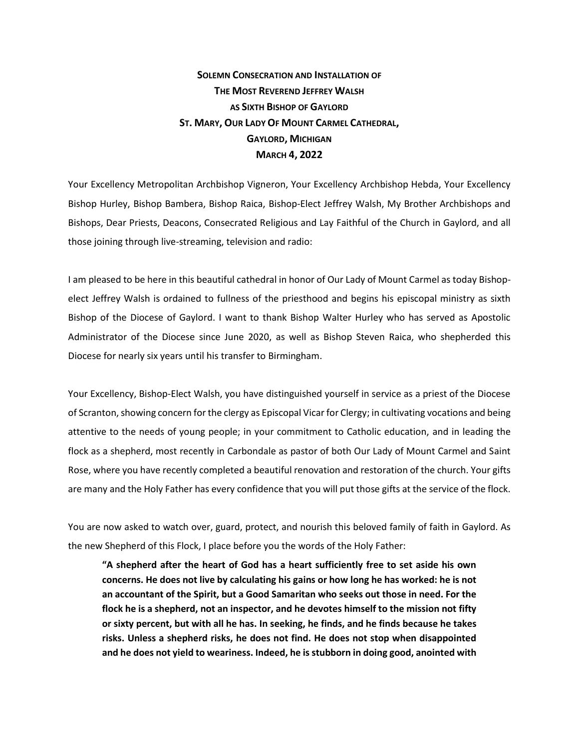# Solemn Consecration and Installation of The Most Reverend Jeffrey Walsh as Sixth Bishop of Gaylord
## St. Mary, Our Lady Of Mount Carmel Cathedral, Gaylord, Michigan
## March 4, 2022

Your Excellency Metropolitan Archbishop Vigneron, Your Excellency Archbishop Hebda, Your Excellency Bishop Hurley, Bishop Bambera, Bishop Raica, Bishop-Elect Jeffrey Walsh, My Brother Archbishops and Bishops, Dear Priests, Deacons, Consecrated Religious and Lay Faithful of the Church in Gaylord, and all those joining through live-streaming, television and radio:

I am pleased to be here in this beautiful cathedral in honor of Our Lady of Mount Carmel as today Bishop-elect Jeffrey Walsh is ordained to fullness of the priesthood and begins his episcopal ministry as sixth Bishop of the Diocese of Gaylord. I want to thank Bishop Walter Hurley who has served as Apostolic Administrator of the Diocese since June 2020, as well as Bishop Steven Raica, who shepherded this Diocese for nearly six years until his transfer to Birmingham.

Your Excellency, Bishop-Elect Walsh, you have distinguished yourself in service as a priest of the Diocese of Scranton, showing concern for the clergy as Episcopal Vicar for Clergy; in cultivating vocations and being attentive to the needs of young people; in your commitment to Catholic education, and in leading the flock as a shepherd, most recently in Carbondale as pastor of both Our Lady of Mount Carmel and Saint Rose, where you have recently completed a beautiful renovation and restoration of the church. Your gifts are many and the Holy Father has every confidence that you will put those gifts at the service of the flock.

You are now asked to watch over, guard, protect, and nourish this beloved family of faith in Gaylord. As the new Shepherd of this Flock, I place before you the words of the Holy Father:

> **"A shepherd after the heart of God has a heart sufficiently free to set aside his own concerns. He does not live by calculating his gains or how long he has worked: he is not an accountant of the Spirit, but a Good Samaritan who seeks out those in need. For the flock he is a shepherd, not an inspector, and he devotes himself to the mission not fifty or sixty percent, but with all he has. In seeking, he finds, and he finds because he takes risks. Unless a shepherd risks, he does not find. He does not stop when disappointed and he does not yield to weariness. Indeed, he is stubborn in doing good, anointed with**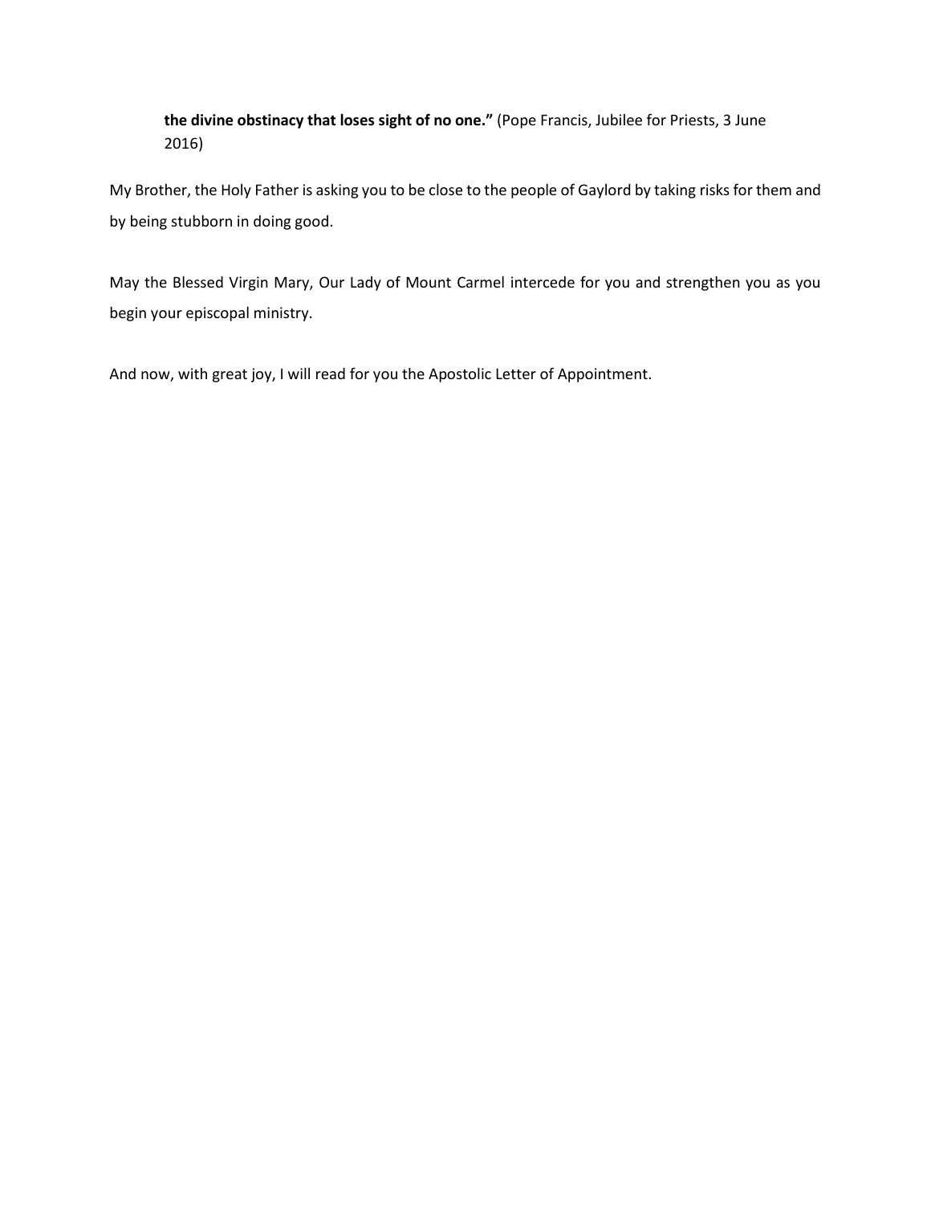> **the divine obstinacy that loses sight of no one."** (Pope Francis, Jubilee for Priests, 3 June 2016)

My Brother, the Holy Father is asking you to be close to the people of Gaylord by taking risks for them and by being stubborn in doing good.

May the Blessed Virgin Mary, Our Lady of Mount Carmel intercede for you and strengthen you as you begin your episcopal ministry.

And now, with great joy, I will read for you the Apostolic Letter of Appointment.